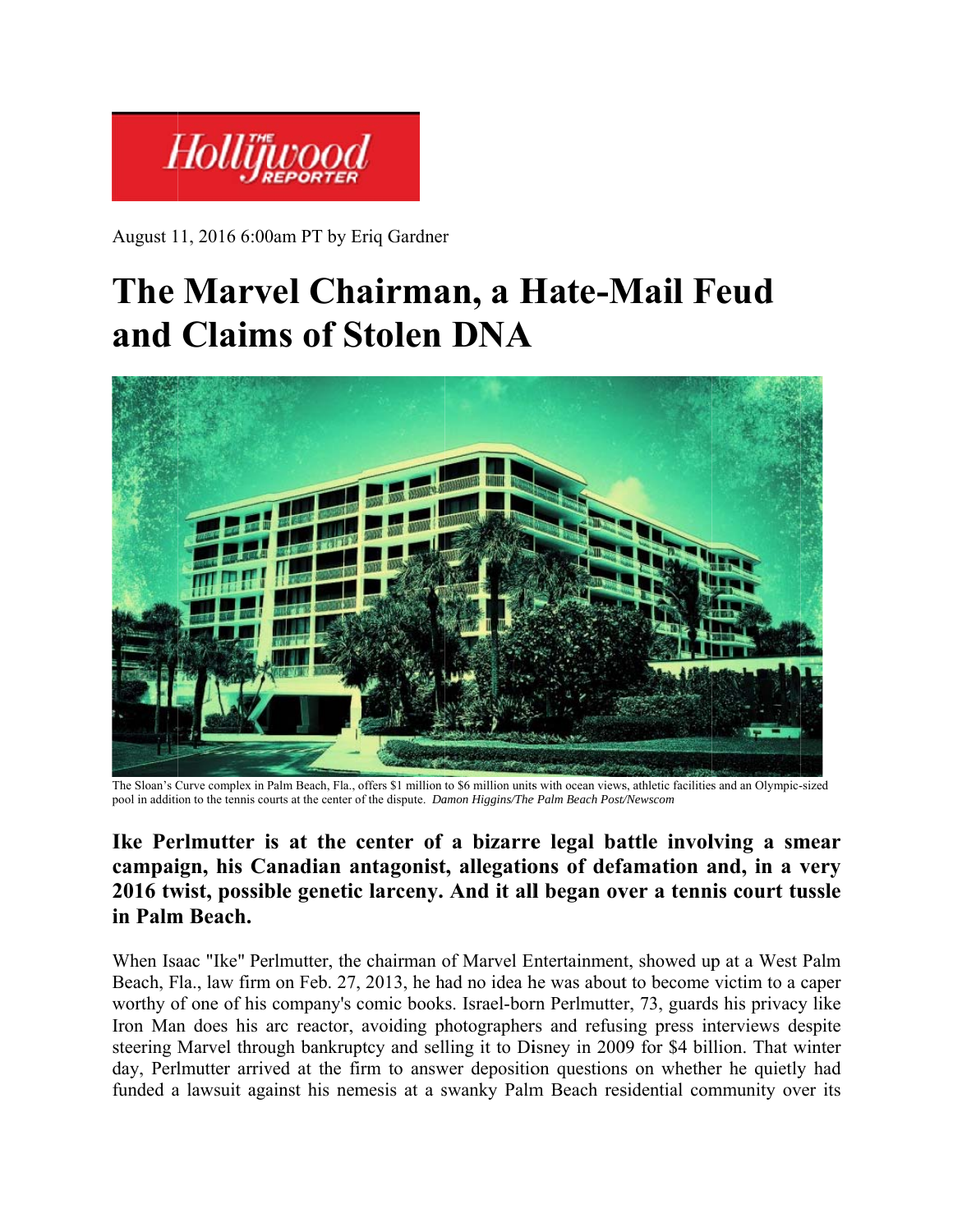August 11, 2016 6:00am PT by Eriq Gardner

# The Marvel Chairman, a Hate-Mail Feud and Claims of Stolen DNA

The Sloan's Curve complex in Palm Beach, Fla., offers $1 million to $6 million units with ocean views, athletic facilities and an Olympic-sized pool in addition to the tennis courts at the center of the dispute. *Damon Higgins/The Palm Beach Post/Newscom*

**Ike Perlmutter is at the center of a bizarre legal battle involving a smear campaign, his Canadian antagonist, allegations of defamation and, in a very 2016 twist, possible genetic larceny. And it all began over a tennis court tussle in Palm Beach.**

When Isaac "Ike" Perlmutter, the chairman of Marvel Entertainment, showed up at a West Palm Beach, Fla., law firm on Feb. 27, 2013, he had no idea he was about to become victim to a caper worthy of one of his company's comic books. Israel-born Perlmutter, 73, guards his privacy like Iron Man does his arc reactor, avoiding photographers and refusing press interviews despite steering Marvel through bankruptcy and selling it to Disney in 2009 for $4 billion. That winter day, Perlmutter arrived at the firm to answer deposition questions on whether he quietly had funded a lawsuit against his nemesis at a swanky Palm Beach residential community over its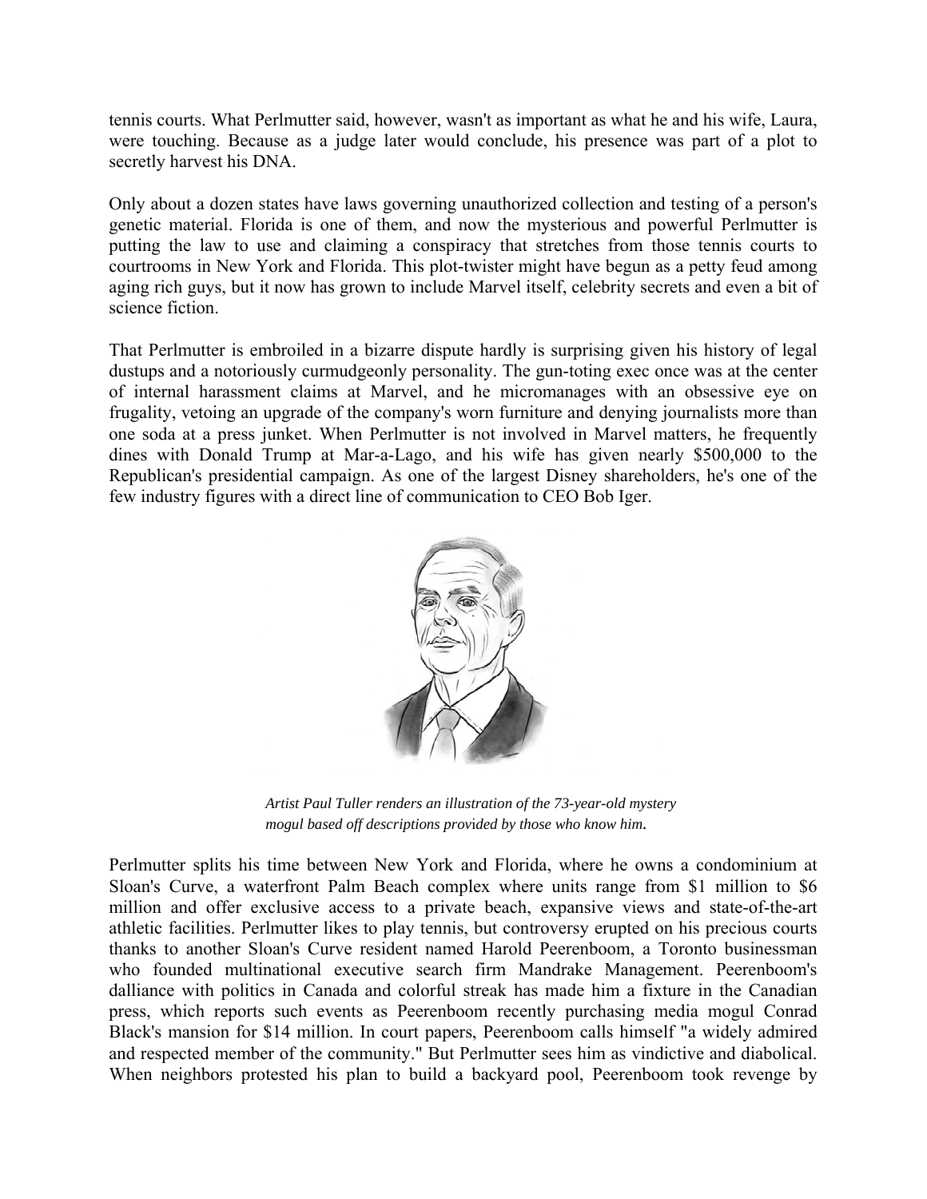tennis courts. What Perlmutter said, however, wasn't as important as what he and his wife, Laura, were touching. Because as a judge later would conclude, his presence was part of a plot to secretly harvest his DNA.

Only about a dozen states have laws governing unauthorized collection and testing of a person's genetic material. Florida is one of them, and now the mysterious and powerful Perlmutter is putting the law to use and claiming a conspiracy that stretches from those tennis courts to courtrooms in New York and Florida. This plot-twister might have begun as a petty feud among aging rich guys, but it now has grown to include Marvel itself, celebrity secrets and even a bit of science fiction.

That Perlmutter is embroiled in a bizarre dispute hardly is surprising given his history of legal dustups and a notoriously curmudgeonly personality. The gun-toting exec once was at the center of internal harassment claims at Marvel, and he micromanages with an obsessive eye on frugality, vetoing an upgrade of the company's worn furniture and denying journalists more than one soda at a press junket. When Perlmutter is not involved in Marvel matters, he frequently dines with Donald Trump at Mar-a-Lago, and his wife has given nearly $500,000 to the Republican's presidential campaign. As one of the largest Disney shareholders, he's one of the few industry figures with a direct line of communication to CEO Bob Iger.

*Artist Paul Tuller renders an illustration of the 73-year-old mystery mogul based off descriptions provided by those who know him.*

Perlmutter splits his time between New York and Florida, where he owns a condominium at Sloan's Curve, a waterfront Palm Beach complex where units range from $1 million to $6 million and offer exclusive access to a private beach, expansive views and state-of-the-art athletic facilities. Perlmutter likes to play tennis, but controversy erupted on his precious courts thanks to another Sloan's Curve resident named Harold Peerenboom, a Toronto businessman who founded multinational executive search firm Mandrake Management. Peerenboom's dalliance with politics in Canada and colorful streak has made him a fixture in the Canadian press, which reports such events as Peerenboom recently purchasing media mogul Conrad Black's mansion for $14 million. In court papers, Peerenboom calls himself "a widely admired and respected member of the community." But Perlmutter sees him as vindictive and diabolical. When neighbors protested his plan to build a backyard pool, Peerenboom took revenge by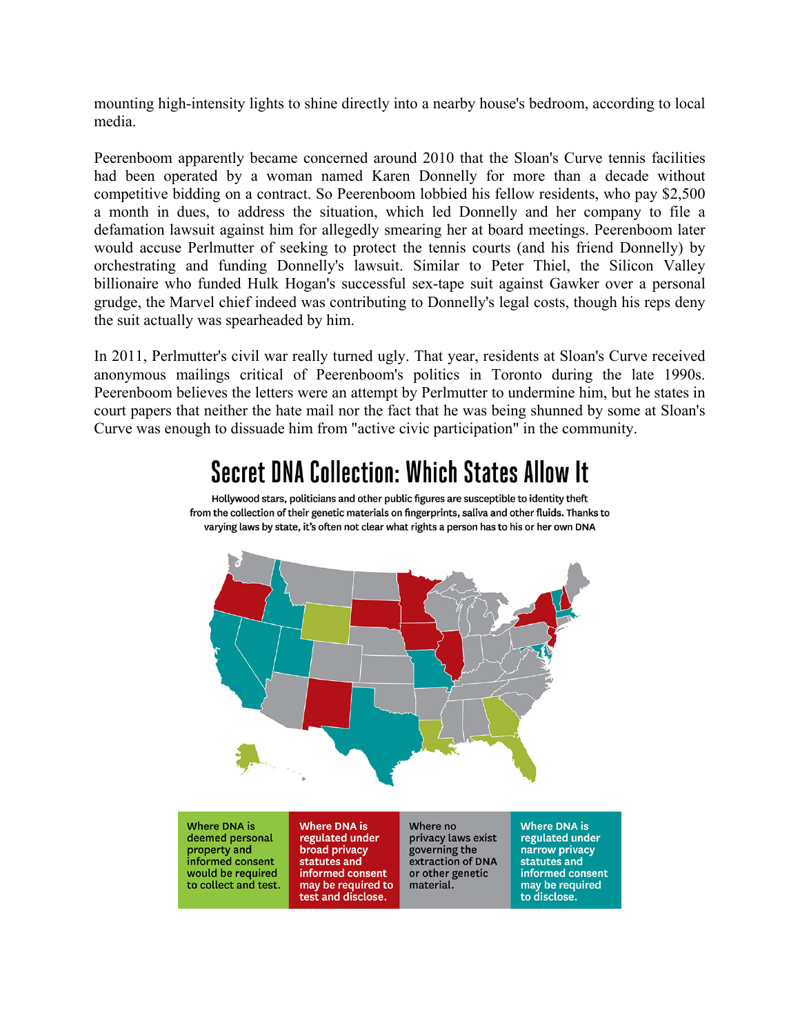mounting high-intensity lights to shine directly into a nearby house's bedroom, according to local media.

Peerenboom apparently became concerned around 2010 that the Sloan's Curve tennis facilities had been operated by a woman named Karen Donnelly for more than a decade without competitive bidding on a contract. So Peerenboom lobbied his fellow residents, who pay $2,500 a month in dues, to address the situation, which led Donnelly and her company to file a defamation lawsuit against him for allegedly smearing her at board meetings. Peerenboom later would accuse Perlmutter of seeking to protect the tennis courts (and his friend Donnelly) by orchestrating and funding Donnelly's lawsuit. Similar to Peter Thiel, the Silicon Valley billionaire who funded Hulk Hogan's successful sex-tape suit against Gawker over a personal grudge, the Marvel chief indeed was contributing to Donnelly's legal costs, though his reps deny the suit actually was spearheaded by him.

In 2011, Perlmutter's civil war really turned ugly. That year, residents at Sloan's Curve received anonymous mailings critical of Peerenboom's politics in Toronto during the late 1990s. Peerenboom believes the letters were an attempt by Perlmutter to undermine him, but he states in court papers that neither the hate mail nor the fact that he was being shunned by some at Sloan's Curve was enough to dissuade him from "active civic participation" in the community.

## Secret DNA Collection: Which States Allow It

Hollywood stars, politicians and other public figures are susceptible to identity theft from the collection of their genetic materials on fingerprints, saliva and other fluids. Thanks to varying laws by state, it's often not clear what rights a person has to his or her own DNA

| Where DNA is deemed personal property and informed consent would be required to collect and test. | Where DNA is regulated under broad privacy statutes and informed consent may be required to test and disclose. | Where no privacy laws exist governing the extraction of DNA or other genetic material. | Where DNA is regulated under narrow privacy statutes and informed consent may be required to disclose. |
| --- | --- | --- | --- |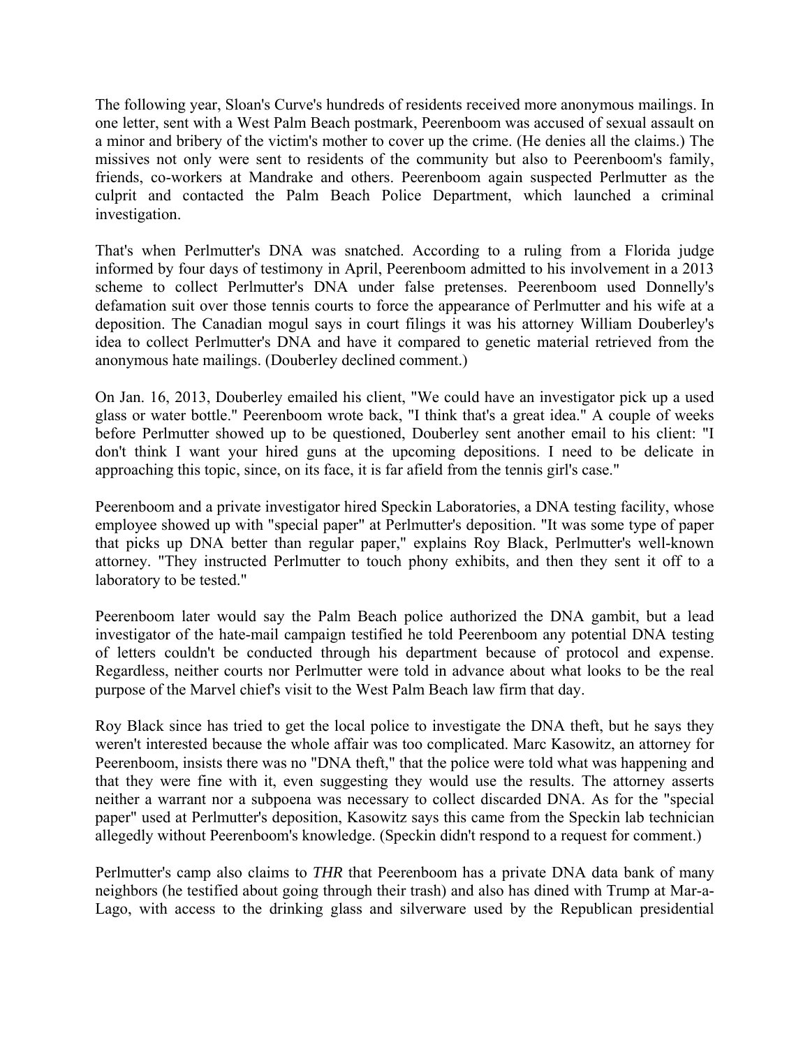The following year, Sloan's Curve's hundreds of residents received more anonymous mailings. In one letter, sent with a West Palm Beach postmark, Peerenboom was accused of sexual assault on a minor and bribery of the victim's mother to cover up the crime. (He denies all the claims.) The missives not only were sent to residents of the community but also to Peerenboom's family, friends, co-workers at Mandrake and others. Peerenboom again suspected Perlmutter as the culprit and contacted the Palm Beach Police Department, which launched a criminal investigation.

That's when Perlmutter's DNA was snatched. According to a ruling from a Florida judge informed by four days of testimony in April, Peerenboom admitted to his involvement in a 2013 scheme to collect Perlmutter's DNA under false pretenses. Peerenboom used Donnelly's defamation suit over those tennis courts to force the appearance of Perlmutter and his wife at a deposition. The Canadian mogul says in court filings it was his attorney William Douberley's idea to collect Perlmutter's DNA and have it compared to genetic material retrieved from the anonymous hate mailings. (Douberley declined comment.)

On Jan. 16, 2013, Douberley emailed his client, "We could have an investigator pick up a used glass or water bottle." Peerenboom wrote back, "I think that's a great idea." A couple of weeks before Perlmutter showed up to be questioned, Douberley sent another email to his client: "I don't think I want your hired guns at the upcoming depositions. I need to be delicate in approaching this topic, since, on its face, it is far afield from the tennis girl's case."

Peerenboom and a private investigator hired Speckin Laboratories, a DNA testing facility, whose employee showed up with "special paper" at Perlmutter's deposition. "It was some type of paper that picks up DNA better than regular paper," explains Roy Black, Perlmutter's well-known attorney. "They instructed Perlmutter to touch phony exhibits, and then they sent it off to a laboratory to be tested."

Peerenboom later would say the Palm Beach police authorized the DNA gambit, but a lead investigator of the hate-mail campaign testified he told Peerenboom any potential DNA testing of letters couldn't be conducted through his department because of protocol and expense. Regardless, neither courts nor Perlmutter were told in advance about what looks to be the real purpose of the Marvel chief's visit to the West Palm Beach law firm that day.

Roy Black since has tried to get the local police to investigate the DNA theft, but he says they weren't interested because the whole affair was too complicated. Marc Kasowitz, an attorney for Peerenboom, insists there was no "DNA theft," that the police were told what was happening and that they were fine with it, even suggesting they would use the results. The attorney asserts neither a warrant nor a subpoena was necessary to collect discarded DNA. As for the "special paper" used at Perlmutter's deposition, Kasowitz says this came from the Speckin lab technician allegedly without Peerenboom's knowledge. (Speckin didn't respond to a request for comment.)

Perlmutter's camp also claims to *THR* that Peerenboom has a private DNA data bank of many neighbors (he testified about going through their trash) and also has dined with Trump at Mar-a-Lago, with access to the drinking glass and silverware used by the Republican presidential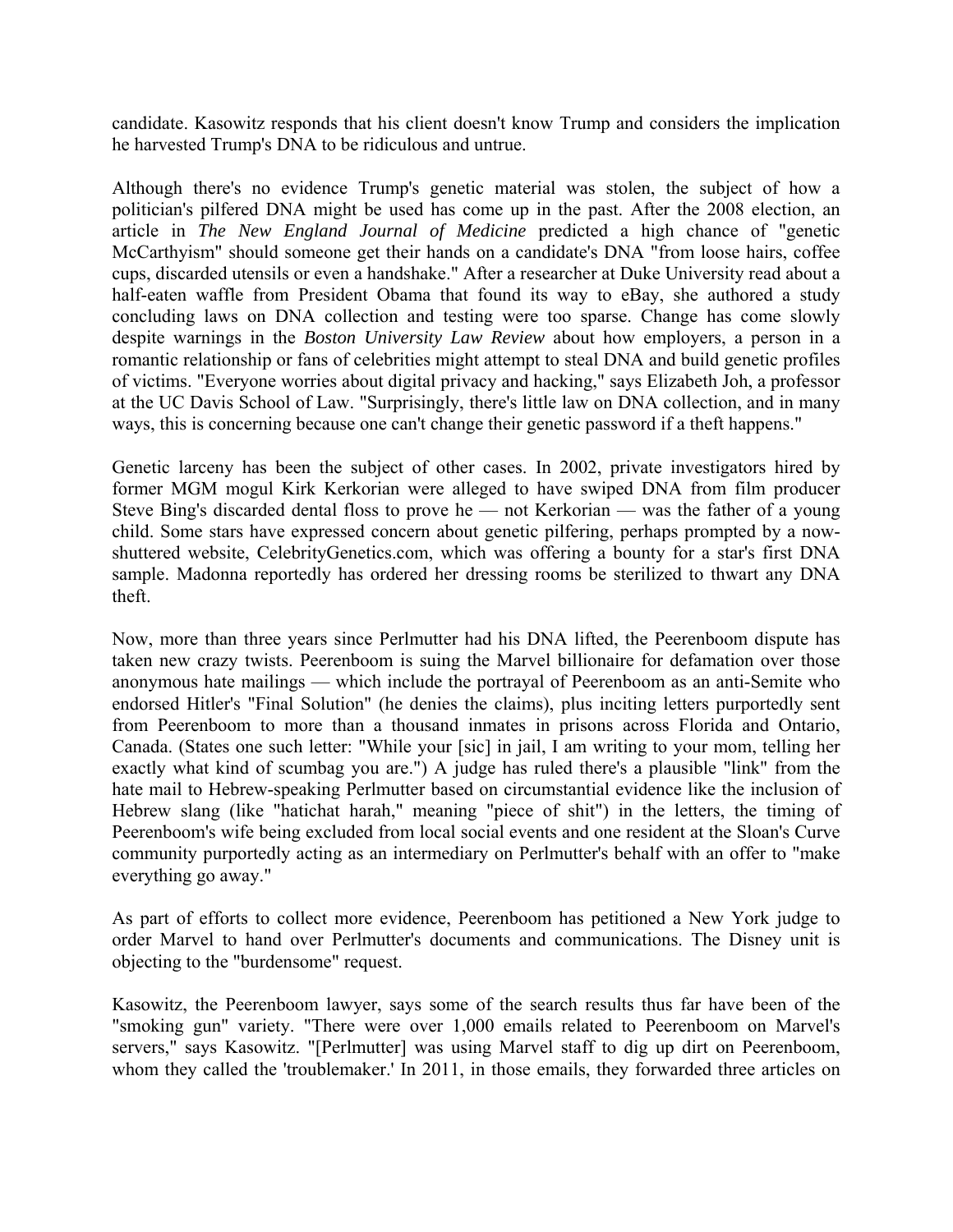candidate. Kasowitz responds that his client doesn't know Trump and considers the implication he harvested Trump's DNA to be ridiculous and untrue.

Although there's no evidence Trump's genetic material was stolen, the subject of how a politician's pilfered DNA might be used has come up in the past. After the 2008 election, an article in *The New England Journal of Medicine* predicted a high chance of "genetic McCarthyism" should someone get their hands on a candidate's DNA "from loose hairs, coffee cups, discarded utensils or even a handshake." After a researcher at Duke University read about a half-eaten waffle from President Obama that found its way to eBay, she authored a study concluding laws on DNA collection and testing were too sparse. Change has come slowly despite warnings in the *Boston University Law Review* about how employers, a person in a romantic relationship or fans of celebrities might attempt to steal DNA and build genetic profiles of victims. "Everyone worries about digital privacy and hacking," says Elizabeth Joh, a professor at the UC Davis School of Law. "Surprisingly, there's little law on DNA collection, and in many ways, this is concerning because one can't change their genetic password if a theft happens."

Genetic larceny has been the subject of other cases. In 2002, private investigators hired by former MGM mogul Kirk Kerkorian were alleged to have swiped DNA from film producer Steve Bing's discarded dental floss to prove he — not Kerkorian — was the father of a young child. Some stars have expressed concern about genetic pilfering, perhaps prompted by a now-shuttered website, CelebrityGenetics.com, which was offering a bounty for a star's first DNA sample. Madonna reportedly has ordered her dressing rooms be sterilized to thwart any DNA theft.

Now, more than three years since Perlmutter had his DNA lifted, the Peerenboom dispute has taken new crazy twists. Peerenboom is suing the Marvel billionaire for defamation over those anonymous hate mailings — which include the portrayal of Peerenboom as an anti-Semite who endorsed Hitler's "Final Solution" (he denies the claims), plus inciting letters purportedly sent from Peerenboom to more than a thousand inmates in prisons across Florida and Ontario, Canada. (States one such letter: "While your [sic] in jail, I am writing to your mom, telling her exactly what kind of scumbag you are.") A judge has ruled there's a plausible "link" from the hate mail to Hebrew-speaking Perlmutter based on circumstantial evidence like the inclusion of Hebrew slang (like "hatichat harah," meaning "piece of shit") in the letters, the timing of Peerenboom's wife being excluded from local social events and one resident at the Sloan's Curve community purportedly acting as an intermediary on Perlmutter's behalf with an offer to "make everything go away."

As part of efforts to collect more evidence, Peerenboom has petitioned a New York judge to order Marvel to hand over Perlmutter's documents and communications. The Disney unit is objecting to the "burdensome" request.

Kasowitz, the Peerenboom lawyer, says some of the search results thus far have been of the "smoking gun" variety. "There were over 1,000 emails related to Peerenboom on Marvel's servers," says Kasowitz. "[Perlmutter] was using Marvel staff to dig up dirt on Peerenboom, whom they called the 'troublemaker.' In 2011, in those emails, they forwarded three articles on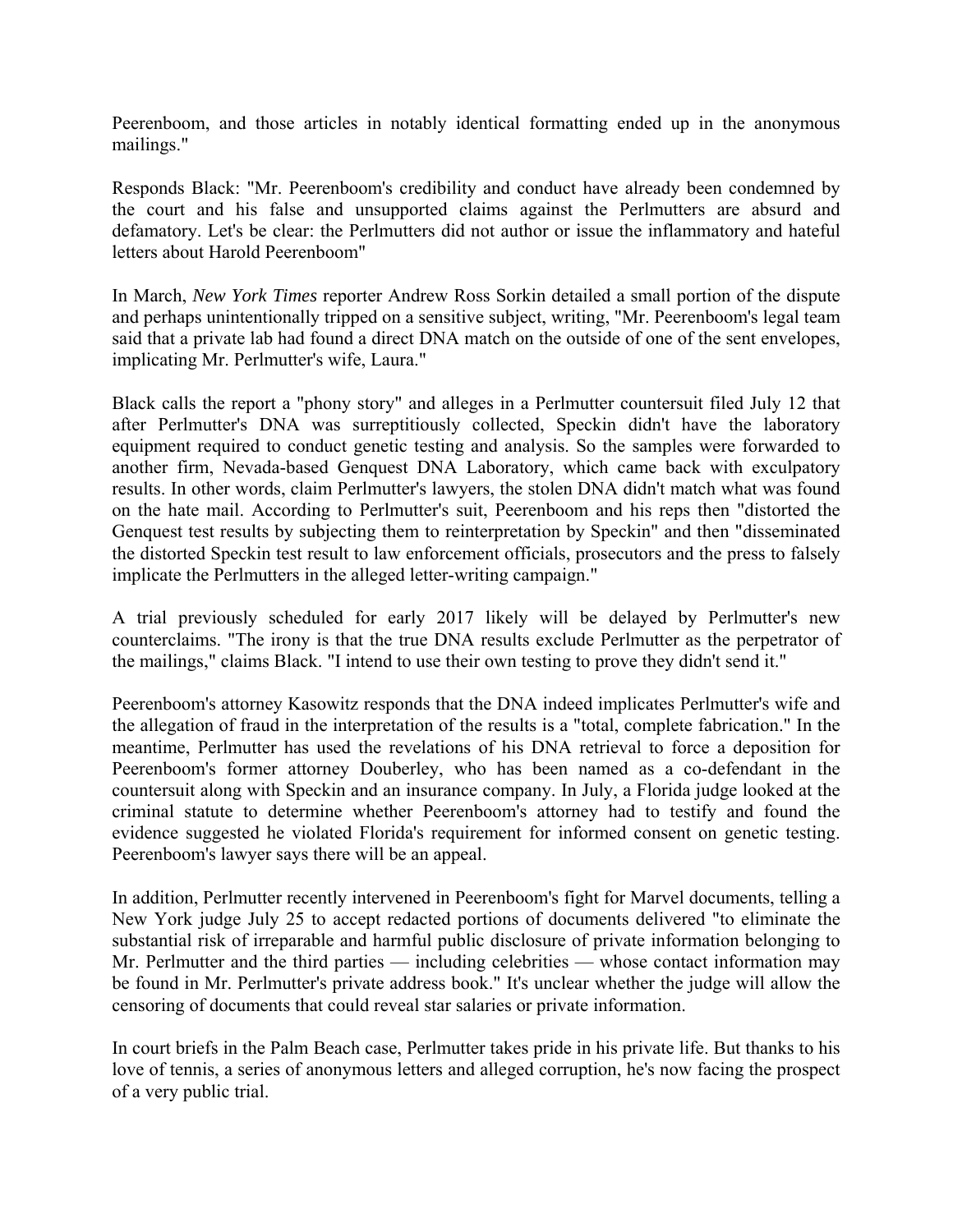Peerenboom, and those articles in notably identical formatting ended up in the anonymous mailings."

Responds Black: "Mr. Peerenboom's credibility and conduct have already been condemned by the court and his false and unsupported claims against the Perlmutters are absurd and defamatory. Let's be clear: the Perlmutters did not author or issue the inflammatory and hateful letters about Harold Peerenboom"

In March, *New York Times* reporter Andrew Ross Sorkin detailed a small portion of the dispute and perhaps unintentionally tripped on a sensitive subject, writing, "Mr. Peerenboom's legal team said that a private lab had found a direct DNA match on the outside of one of the sent envelopes, implicating Mr. Perlmutter's wife, Laura."

Black calls the report a "phony story" and alleges in a Perlmutter countersuit filed July 12 that after Perlmutter's DNA was surreptitiously collected, Speckin didn't have the laboratory equipment required to conduct genetic testing and analysis. So the samples were forwarded to another firm, Nevada-based Genquest DNA Laboratory, which came back with exculpatory results. In other words, claim Perlmutter's lawyers, the stolen DNA didn't match what was found on the hate mail. According to Perlmutter's suit, Peerenboom and his reps then "distorted the Genquest test results by subjecting them to reinterpretation by Speckin" and then "disseminated the distorted Speckin test result to law enforcement officials, prosecutors and the press to falsely implicate the Perlmutters in the alleged letter-writing campaign."

A trial previously scheduled for early 2017 likely will be delayed by Perlmutter's new counterclaims. "The irony is that the true DNA results exclude Perlmutter as the perpetrator of the mailings," claims Black. "I intend to use their own testing to prove they didn't send it."

Peerenboom's attorney Kasowitz responds that the DNA indeed implicates Perlmutter's wife and the allegation of fraud in the interpretation of the results is a "total, complete fabrication." In the meantime, Perlmutter has used the revelations of his DNA retrieval to force a deposition for Peerenboom's former attorney Douberley, who has been named as a co-defendant in the countersuit along with Speckin and an insurance company. In July, a Florida judge looked at the criminal statute to determine whether Peerenboom's attorney had to testify and found the evidence suggested he violated Florida's requirement for informed consent on genetic testing. Peerenboom's lawyer says there will be an appeal.

In addition, Perlmutter recently intervened in Peerenboom's fight for Marvel documents, telling a New York judge July 25 to accept redacted portions of documents delivered "to eliminate the substantial risk of irreparable and harmful public disclosure of private information belonging to Mr. Perlmutter and the third parties — including celebrities — whose contact information may be found in Mr. Perlmutter's private address book." It's unclear whether the judge will allow the censoring of documents that could reveal star salaries or private information.

In court briefs in the Palm Beach case, Perlmutter takes pride in his private life. But thanks to his love of tennis, a series of anonymous letters and alleged corruption, he's now facing the prospect of a very public trial.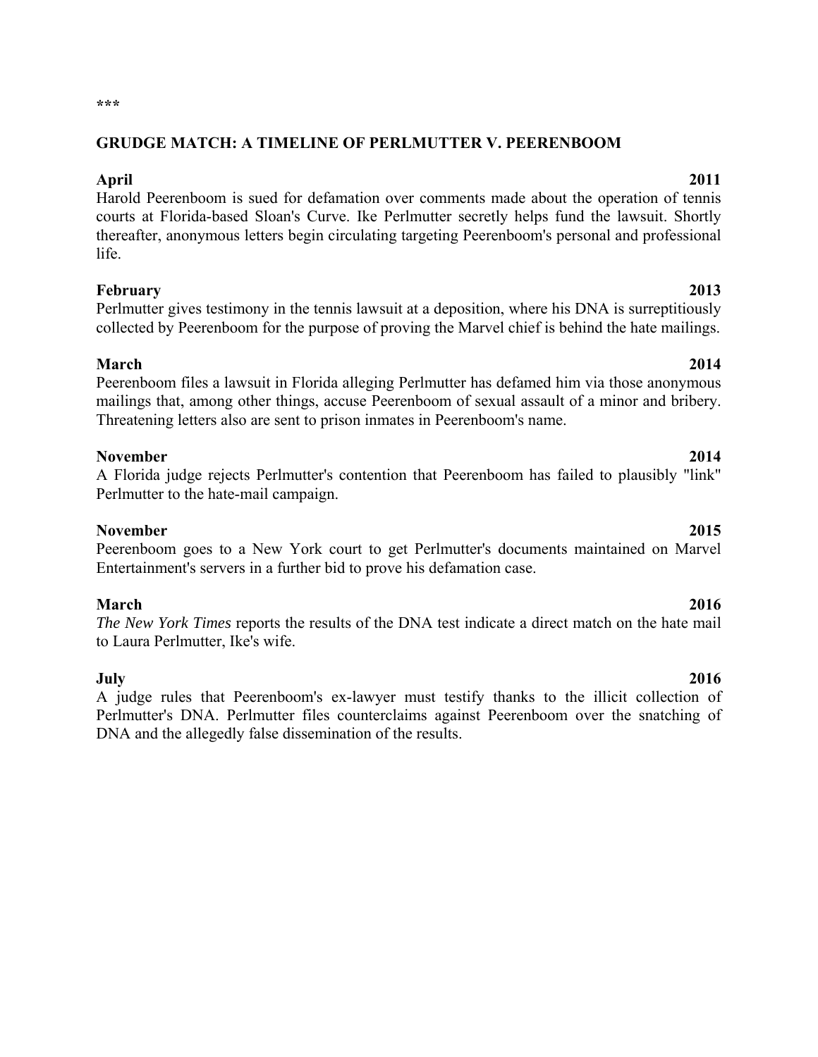***

**GRUDGE MATCH: A TIMELINE OF PERLMUTTER V. PEERENBOOM**

**April 2011**
Harold Peerenboom is sued for defamation over comments made about the operation of tennis courts at Florida-based Sloan's Curve. Ike Perlmutter secretly helps fund the lawsuit. Shortly thereafter, anonymous letters begin circulating targeting Peerenboom's personal and professional life.

**February 2013**
Perlmutter gives testimony in the tennis lawsuit at a deposition, where his DNA is surreptitiously collected by Peerenboom for the purpose of proving the Marvel chief is behind the hate mailings.

**March 2014**
Peerenboom files a lawsuit in Florida alleging Perlmutter has defamed him via those anonymous mailings that, among other things, accuse Peerenboom of sexual assault of a minor and bribery. Threatening letters also are sent to prison inmates in Peerenboom's name.

**November 2014**
A Florida judge rejects Perlmutter's contention that Peerenboom has failed to plausibly "link" Perlmutter to the hate-mail campaign.

**November 2015**
Peerenboom goes to a New York court to get Perlmutter's documents maintained on Marvel Entertainment's servers in a further bid to prove his defamation case.

**March 2016**
*The New York Times* reports the results of the DNA test indicate a direct match on the hate mail to Laura Perlmutter, Ike's wife.

**July 2016**
A judge rules that Peerenboom's ex-lawyer must testify thanks to the illicit collection of Perlmutter's DNA. Perlmutter files counterclaims against Peerenboom over the snatching of DNA and the allegedly false dissemination of the results.